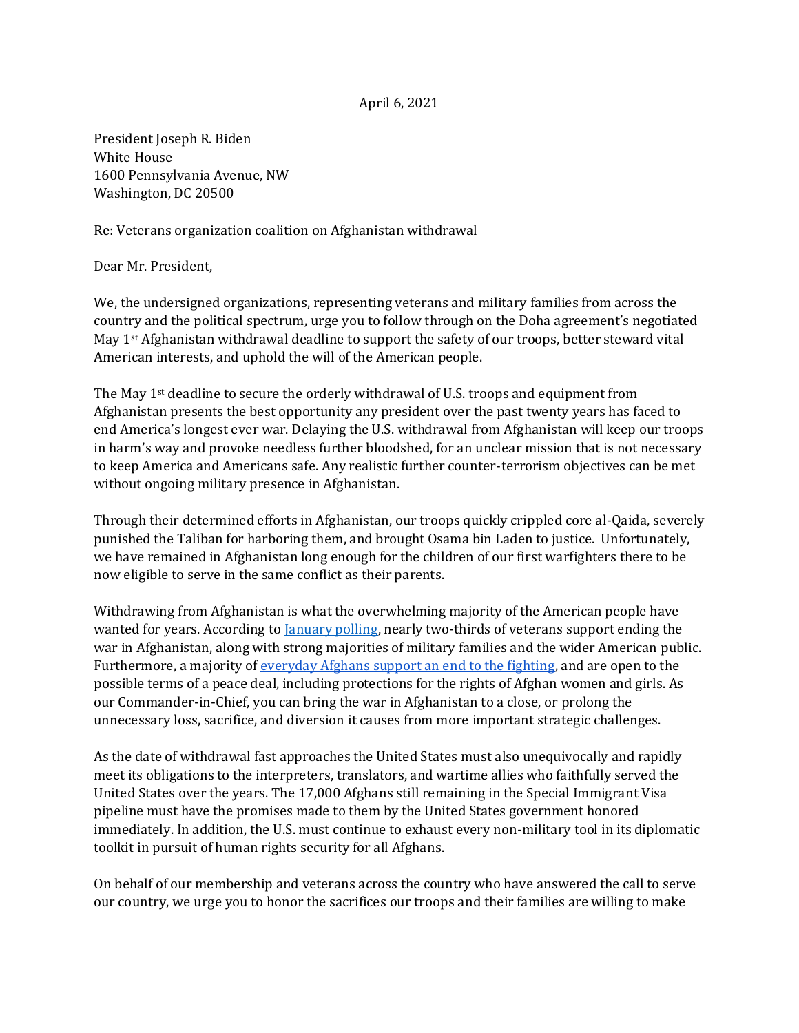April 6, 2021

President Joseph R. Biden
White House
1600 Pennsylvania Avenue, NW
Washington, DC 20500

Re: Veterans organization coalition on Afghanistan withdrawal

Dear Mr. President,

We, the undersigned organizations, representing veterans and military families from across the country and the political spectrum, urge you to follow through on the Doha agreement's negotiated May 1st Afghanistan withdrawal deadline to support the safety of our troops, better steward vital American interests, and uphold the will of the American people.

The May 1st deadline to secure the orderly withdrawal of U.S. troops and equipment from Afghanistan presents the best opportunity any president over the past twenty years has faced to end America's longest ever war. Delaying the U.S. withdrawal from Afghanistan will keep our troops in harm's way and provoke needless further bloodshed, for an unclear mission that is not necessary to keep America and Americans safe. Any realistic further counter-terrorism objectives can be met without ongoing military presence in Afghanistan.

Through their determined efforts in Afghanistan, our troops quickly crippled core al-Qaida, severely punished the Taliban for harboring them, and brought Osama bin Laden to justice. Unfortunately, we have remained in Afghanistan long enough for the children of our first warfighters there to be now eligible to serve in the same conflict as their parents.

Withdrawing from Afghanistan is what the overwhelming majority of the American people have wanted for years. According to January polling, nearly two-thirds of veterans support ending the war in Afghanistan, along with strong majorities of military families and the wider American public. Furthermore, a majority of everyday Afghans support an end to the fighting, and are open to the possible terms of a peace deal, including protections for the rights of Afghan women and girls. As our Commander-in-Chief, you can bring the war in Afghanistan to a close, or prolong the unnecessary loss, sacrifice, and diversion it causes from more important strategic challenges.

As the date of withdrawal fast approaches the United States must also unequivocally and rapidly meet its obligations to the interpreters, translators, and wartime allies who faithfully served the United States over the years. The 17,000 Afghans still remaining in the Special Immigrant Visa pipeline must have the promises made to them by the United States government honored immediately. In addition, the U.S. must continue to exhaust every non-military tool in its diplomatic toolkit in pursuit of human rights security for all Afghans.

On behalf of our membership and veterans across the country who have answered the call to serve our country, we urge you to honor the sacrifices our troops and their families are willing to make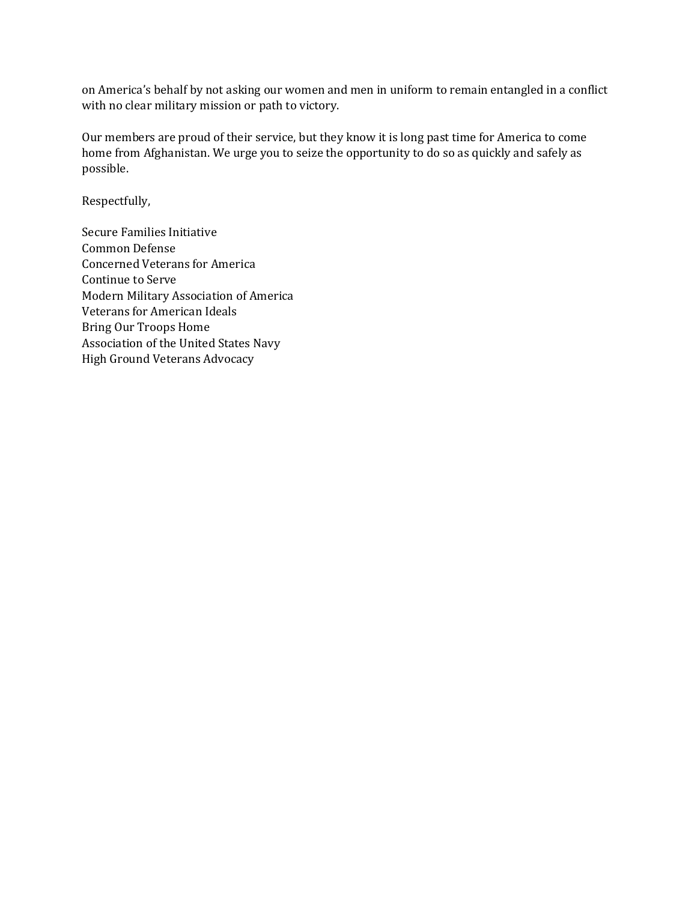on America's behalf by not asking our women and men in uniform to remain entangled in a conflict with no clear military mission or path to victory.

Our members are proud of their service, but they know it is long past time for America to come home from Afghanistan. We urge you to seize the opportunity to do so as quickly and safely as possible.

Respectfully,

Secure Families Initiative
Common Defense
Concerned Veterans for America
Continue to Serve
Modern Military Association of America
Veterans for American Ideals
Bring Our Troops Home
Association of the United States Navy
High Ground Veterans Advocacy